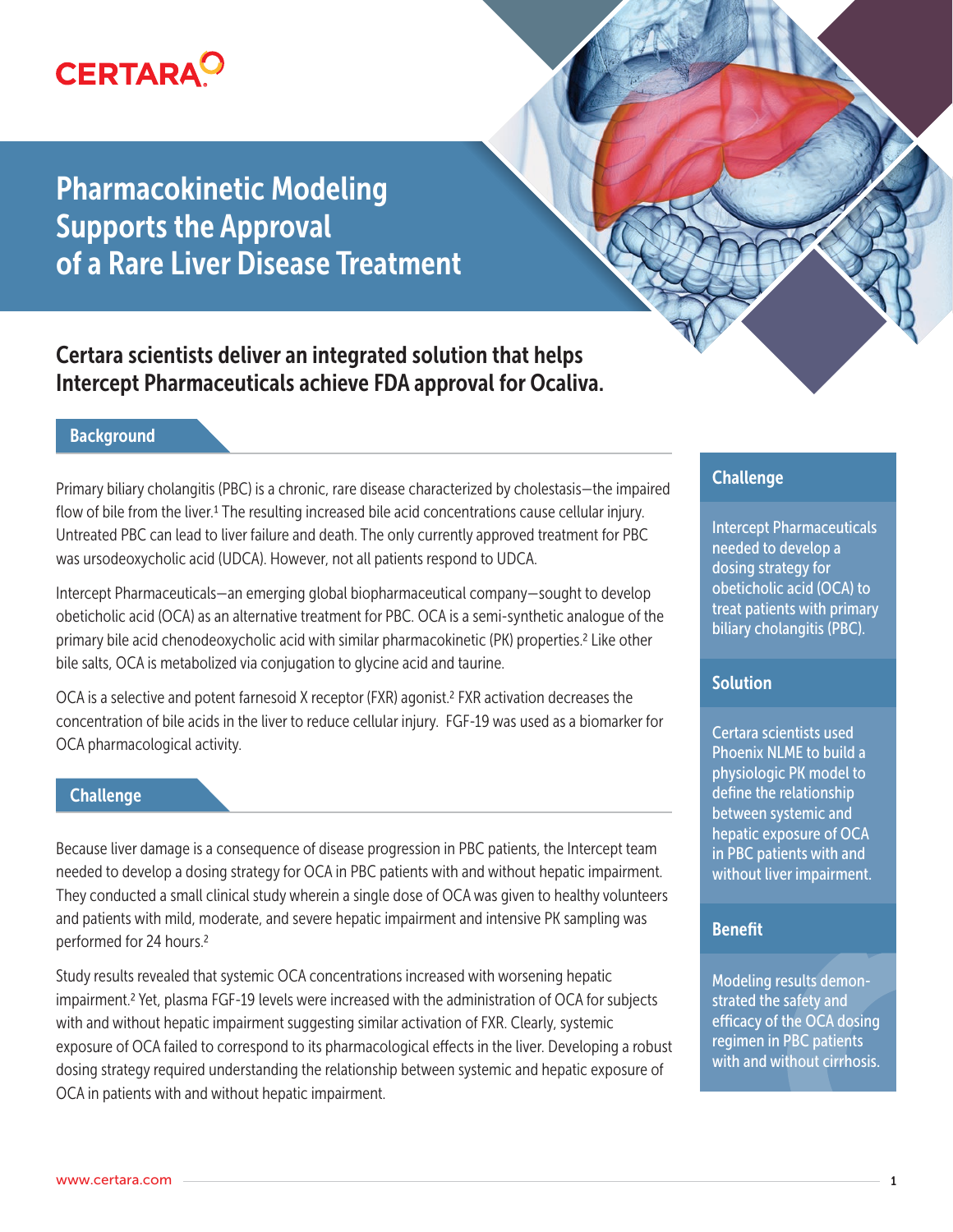# Pharmacokinetic Modeling Supports the Approval of a Rare Liver Disease Treatment

## Certara scientists deliver an integrated solution that helps Intercept Pharmaceuticals achieve FDA approval for Ocaliva.

### Background

Primary biliary cholangitis (PBC) is a chronic, rare disease characterized by cholestasis—the impaired flow of bile from the liver.[1] The resulting increased bile acid concentrations cause cellular injury. Untreated PBC can lead to liver failure and death. The only currently approved treatment for PBC was ursodeoxycholic acid (UDCA). However, not all patients respond to UDCA.

Intercept Pharmaceuticals—an emerging global biopharmaceutical company—sought to develop obeticholic acid (OCA) as an alternative treatment for PBC. OCA is a semi-synthetic analogue of the primary bile acid chenodeoxycholic acid with similar pharmacokinetic (PK) properties.[2] Like other bile salts, OCA is metabolized via conjugation to glycine acid and taurine.

OCA is a selective and potent farnesoid X receptor (FXR) agonist.[2] FXR activation decreases the concentration of bile acids in the liver to reduce cellular injury. FGF-19 was used as a biomarker for OCA pharmacological activity.

### Challenge

Because liver damage is a consequence of disease progression in PBC patients, the Intercept team needed to develop a dosing strategy for OCA in PBC patients with and without hepatic impairment. They conducted a small clinical study wherein a single dose of OCA was given to healthy volunteers and patients with mild, moderate, and severe hepatic impairment and intensive PK sampling was performed for 24 hours.[2]

Study results revealed that systemic OCA concentrations increased with worsening hepatic impairment.[2] Yet, plasma FGF-19 levels were increased with the administration of OCA for subjects with and without hepatic impairment suggesting similar activation of FXR. Clearly, systemic exposure of OCA failed to correspond to its pharmacological effects in the liver. Developing a robust dosing strategy required understanding the relationship between systemic and hepatic exposure of OCA in patients with and without hepatic impairment.

### Challenge

Intercept Pharmaceuticals needed to develop a dosing strategy for obeticholic acid (OCA) to treat patients with primary biliary cholangitis (PBC).

### Solution

Certara scientists used Phoenix NLME to build a physiologic PK model to define the relationship between systemic and hepatic exposure of OCA in PBC patients with and without liver impairment.

### Benefit

Modeling results demonstrated the safety and efficacy of the OCA dosing regimen in PBC patients with and without cirrhosis.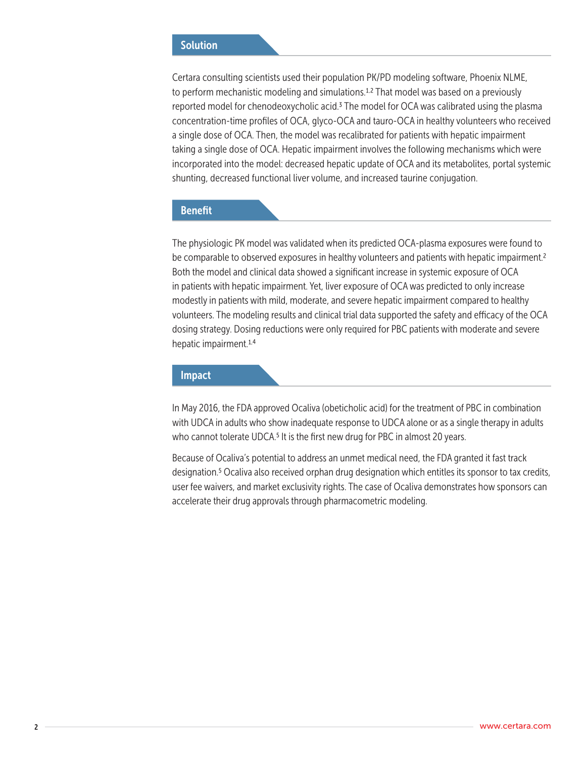## Solution

Certara consulting scientists used their population PK/PD modeling software, Phoenix NLME, to perform mechanistic modeling and simulations.[1,2] That model was based on a previously reported model for chenodeoxycholic acid.[3] The model for OCA was calibrated using the plasma concentration-time profiles of OCA, glyco-OCA and tauro-OCA in healthy volunteers who received a single dose of OCA. Then, the model was recalibrated for patients with hepatic impairment taking a single dose of OCA. Hepatic impairment involves the following mechanisms which were incorporated into the model: decreased hepatic update of OCA and its metabolites, portal systemic shunting, decreased functional liver volume, and increased taurine conjugation.

## Benefit

The physiologic PK model was validated when its predicted OCA-plasma exposures were found to be comparable to observed exposures in healthy volunteers and patients with hepatic impairment.[2] Both the model and clinical data showed a significant increase in systemic exposure of OCA in patients with hepatic impairment. Yet, liver exposure of OCA was predicted to only increase modestly in patients with mild, moderate, and severe hepatic impairment compared to healthy volunteers. The modeling results and clinical trial data supported the safety and efficacy of the OCA dosing strategy. Dosing reductions were only required for PBC patients with moderate and severe hepatic impairment.[1,4]

## Impact

In May 2016, the FDA approved Ocaliva (obeticholic acid) for the treatment of PBC in combination with UDCA in adults who show inadequate response to UDCA alone or as a single therapy in adults who cannot tolerate UDCA.[5] It is the first new drug for PBC in almost 20 years.

Because of Ocaliva's potential to address an unmet medical need, the FDA granted it fast track designation.[5] Ocaliva also received orphan drug designation which entitles its sponsor to tax credits, user fee waivers, and market exclusivity rights. The case of Ocaliva demonstrates how sponsors can accelerate their drug approvals through pharmacometric modeling.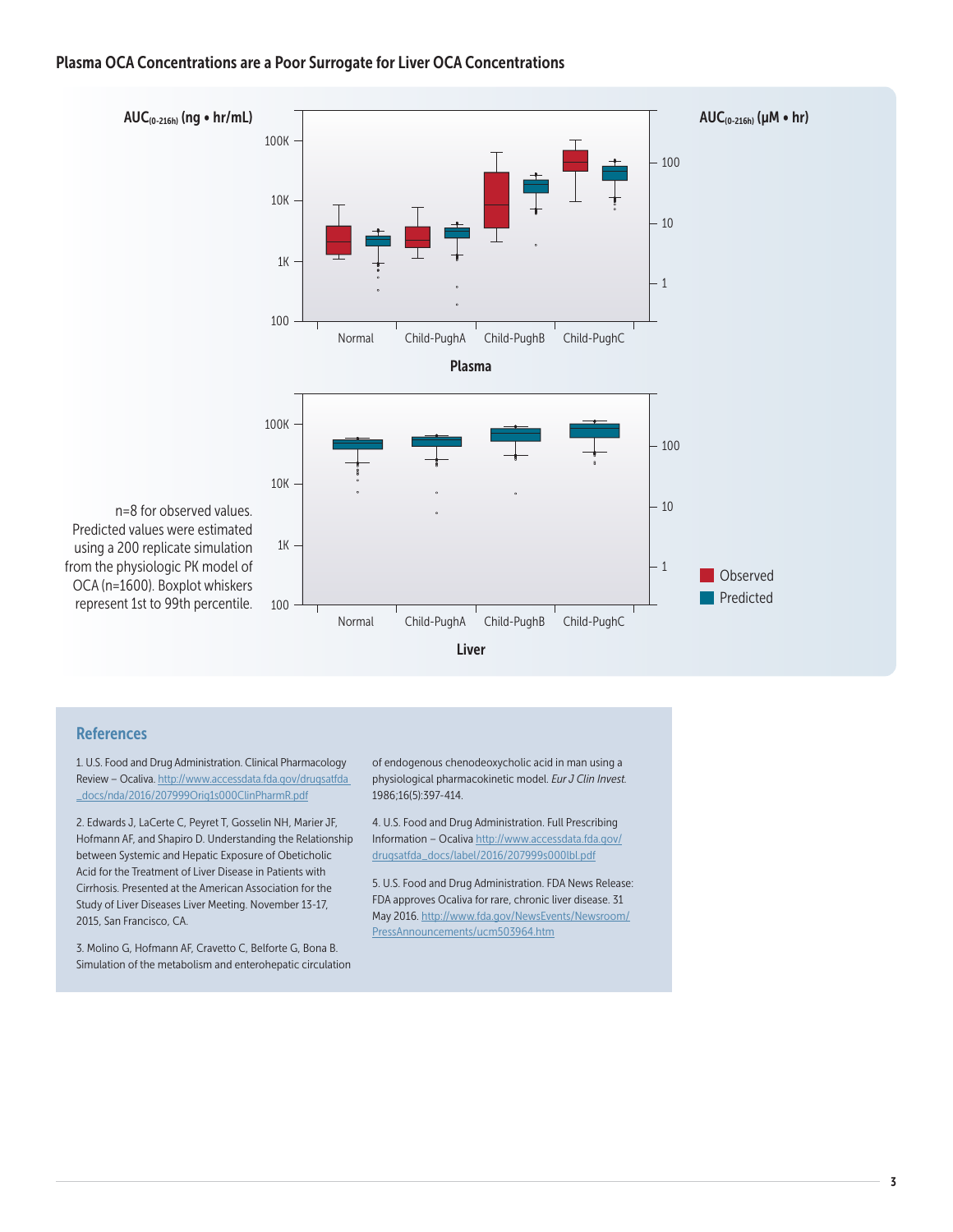## Plasma OCA Concentrations are a Poor Surrogate for Liver OCA Concentrations

$AUC_{(0\text{-}216h)}$ (ng • hr/mL)

$AUC_{(0\text{-}216h)}$ (μM • hr)

Plasma

Liver

Observed

Predicted

n=8 for observed values. Predicted values were estimated using a 200 replicate simulation from the physiologic PK model of OCA (n=1600). Boxplot whiskers represent 1st to 99th percentile.

## References

1. U.S. Food and Drug Administration. Clinical Pharmacology Review – Ocaliva. http://www.accessdata.fda.gov/drugsatfda_docs/nda/2016/207999Orig1s000ClinPharmR.pdf

2. Edwards J, LaCerte C, Peyret T, Gosselin NH, Marier JF, Hofmann AF, and Shapiro D. Understanding the Relationship between Systemic and Hepatic Exposure of Obeticholic Acid for the Treatment of Liver Disease in Patients with Cirrhosis. Presented at the American Association for the Study of Liver Diseases Liver Meeting. November 13-17, 2015, San Francisco, CA.

3. Molino G, Hofmann AF, Cravetto C, Belforte G, Bona B. Simulation of the metabolism and enterohepatic circulation of endogenous chenodeoxycholic acid in man using a physiological pharmacokinetic model. *Eur J Clin Invest.* 1986;16(5):397-414.

4. U.S. Food and Drug Administration. Full Prescribing Information – Ocaliva http://www.accessdata.fda.gov/drugsatfda_docs/label/2016/207999s000lbl.pdf

5. U.S. Food and Drug Administration. FDA News Release: FDA approves Ocaliva for rare, chronic liver disease. 31 May 2016. http://www.fda.gov/NewsEvents/Newsroom/PressAnnouncements/ucm503964.htm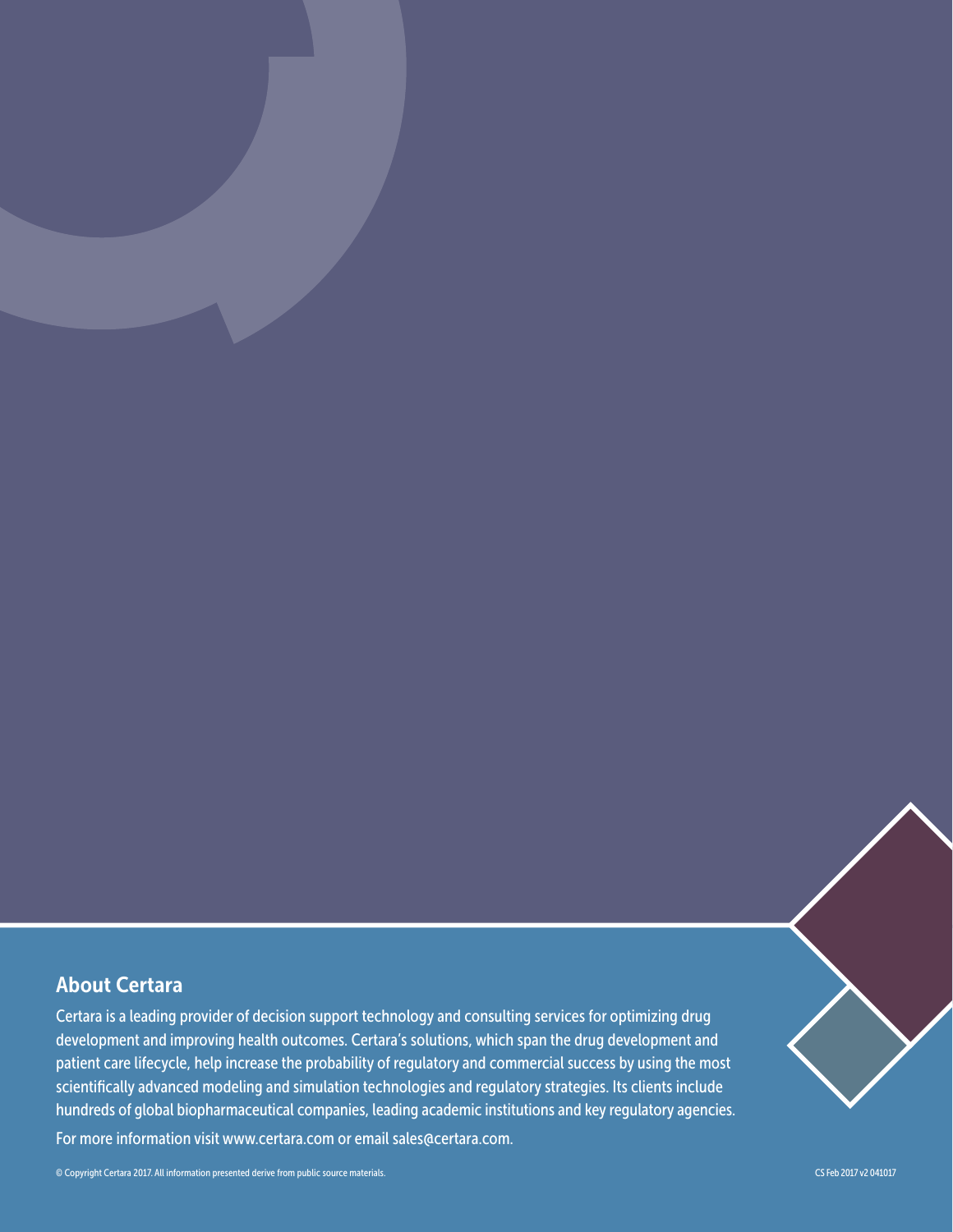## About Certara

Certara is a leading provider of decision support technology and consulting services for optimizing drug development and improving health outcomes. Certara's solutions, which span the drug development and patient care lifecycle, help increase the probability of regulatory and commercial success by using the most scientifically advanced modeling and simulation technologies and regulatory strategies. Its clients include hundreds of global biopharmaceutical companies, leading academic institutions and key regulatory agencies.

For more information visit www.certara.com or email sales@certara.com.

© Copyright Certara 2017. All information presented derive from public source materials.

CS Feb 2017 v2 041017